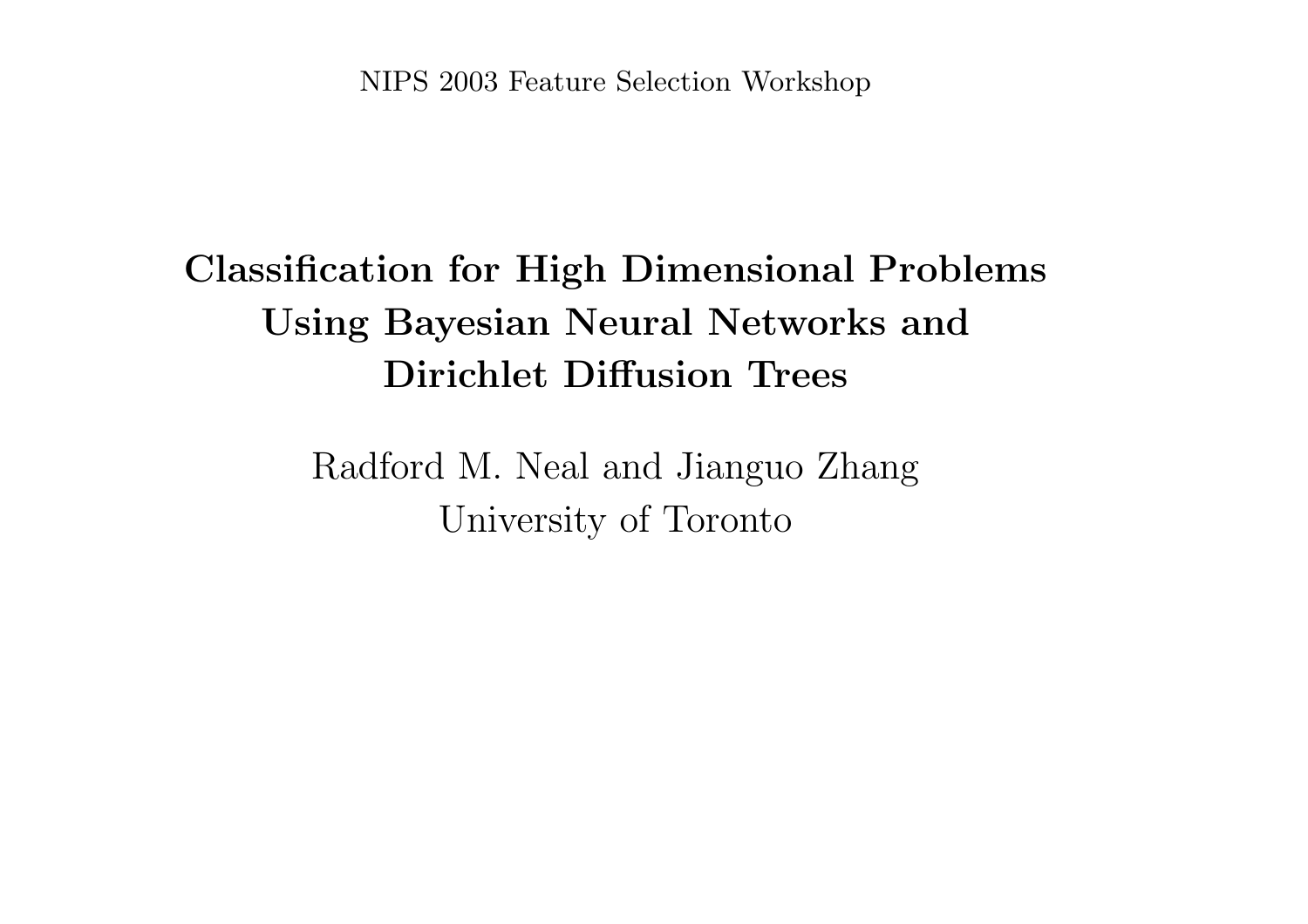NIPS 2003 Feature Selection Workshop

# Classification for High Dimensional Problems Using Bayesian Neural Networks and Dirichlet Diffusion Trees

Radford M. Neal and Jianguo Zhang
University of Toronto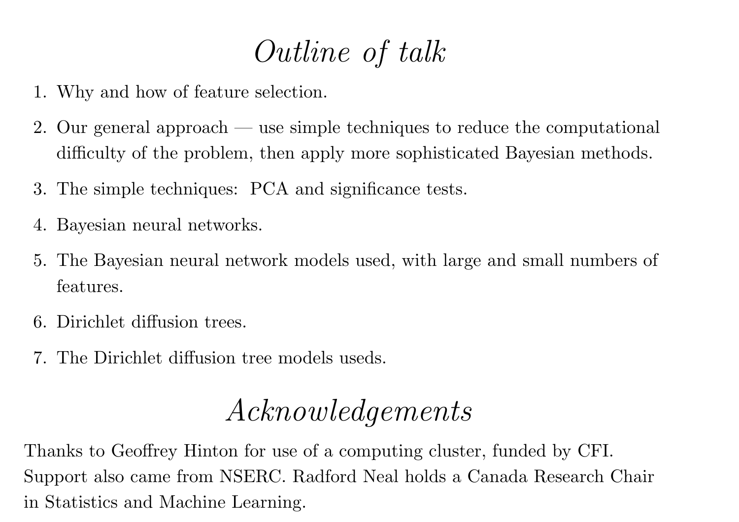# *Outline of talk*

1. Why and how of feature selection.
2. Our general approach — use simple techniques to reduce the computational difficulty of the problem, then apply more sophisticated Bayesian methods.
3. The simple techniques: PCA and significance tests.
4. Bayesian neural networks.
5. The Bayesian neural network models used, with large and small numbers of features.
6. Dirichlet diffusion trees.
7. The Dirichlet diffusion tree models useds.

# *Acknowledgements*

Thanks to Geoffrey Hinton for use of a computing cluster, funded by CFI. Support also came from NSERC. Radford Neal holds a Canada Research Chair in Statistics and Machine Learning.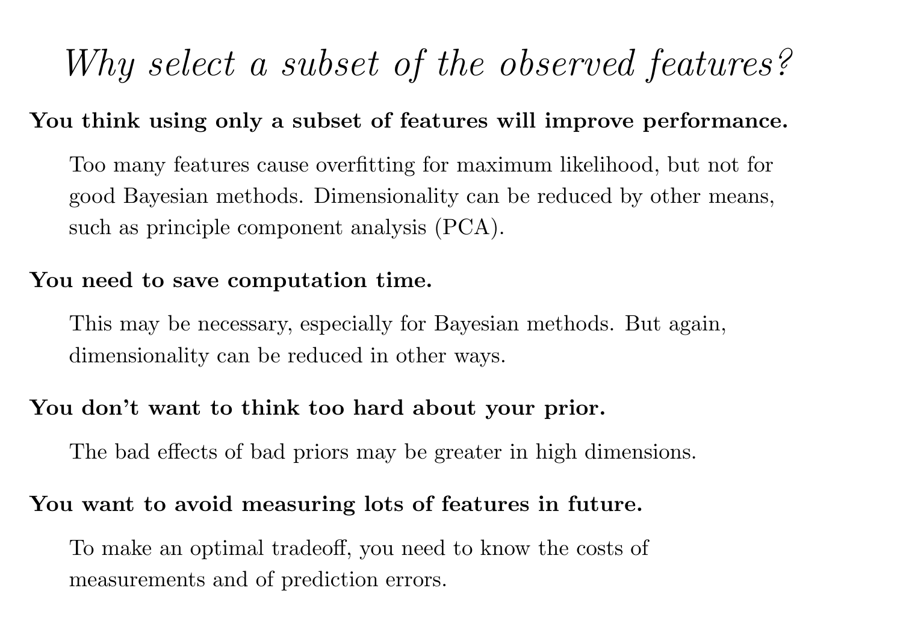# *Why select a subset of the observed features?*

**You think using only a subset of features will improve performance.**

Too many features cause overfitting for maximum likelihood, but not for good Bayesian methods. Dimensionality can be reduced by other means, such as principle component analysis (PCA).

**You need to save computation time.**

This may be necessary, especially for Bayesian methods. But again, dimensionality can be reduced in other ways.

**You don't want to think too hard about your prior.**

The bad effects of bad priors may be greater in high dimensions.

**You want to avoid measuring lots of features in future.**

To make an optimal tradeoff, you need to know the costs of measurements and of prediction errors.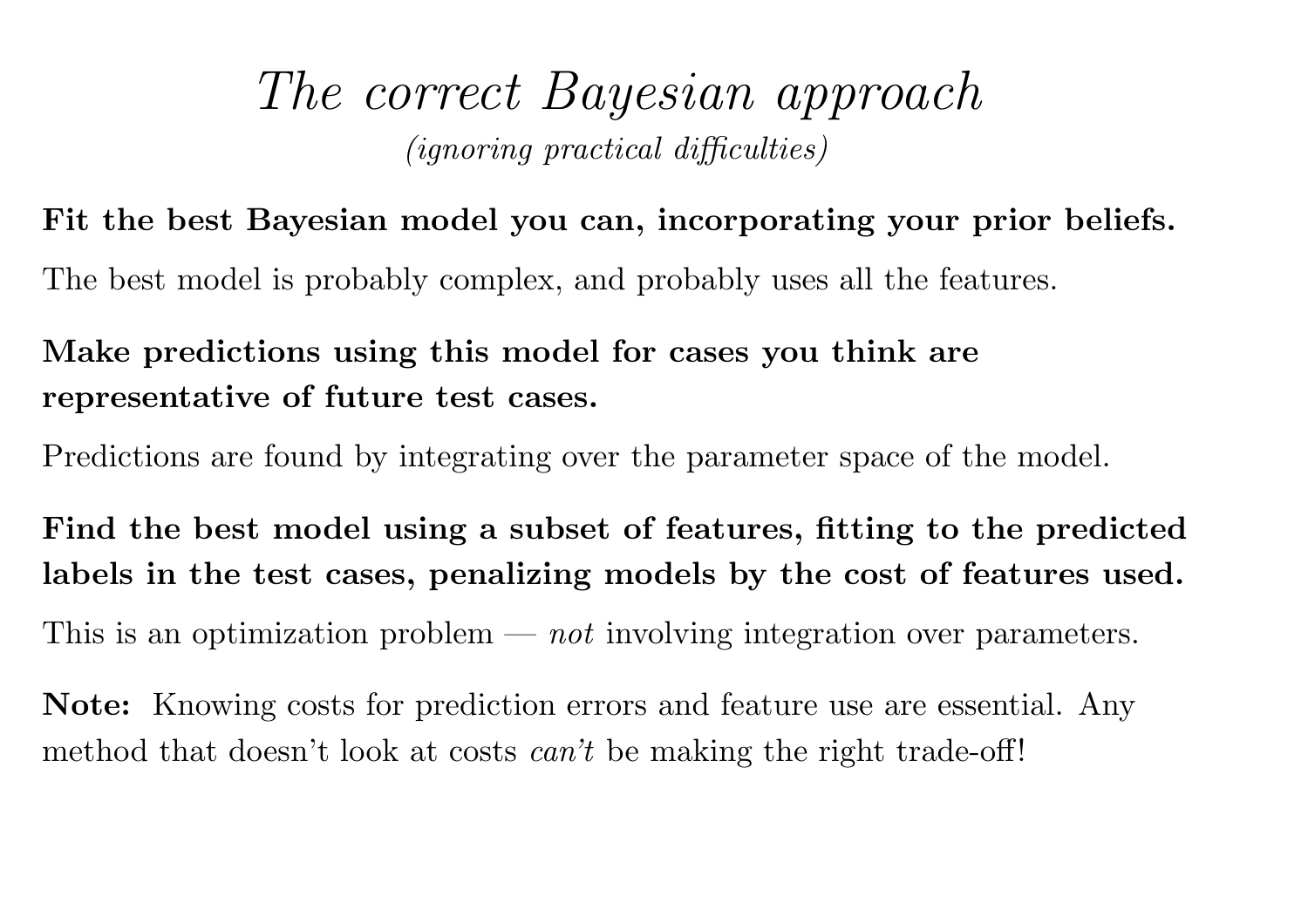# *The correct Bayesian approach*

*(ignoring practical difficulties)*

**Fit the best Bayesian model you can, incorporating your prior beliefs.**

The best model is probably complex, and probably uses all the features.

**Make predictions using this model for cases you think are representative of future test cases.**

Predictions are found by integrating over the parameter space of the model.

**Find the best model using a subset of features, fitting to the predicted labels in the test cases, penalizing models by the cost of features used.**

This is an optimization problem — *not* involving integration over parameters.

**Note:** Knowing costs for prediction errors and feature use are essential. Any method that doesn't look at costs *can't* be making the right trade-off!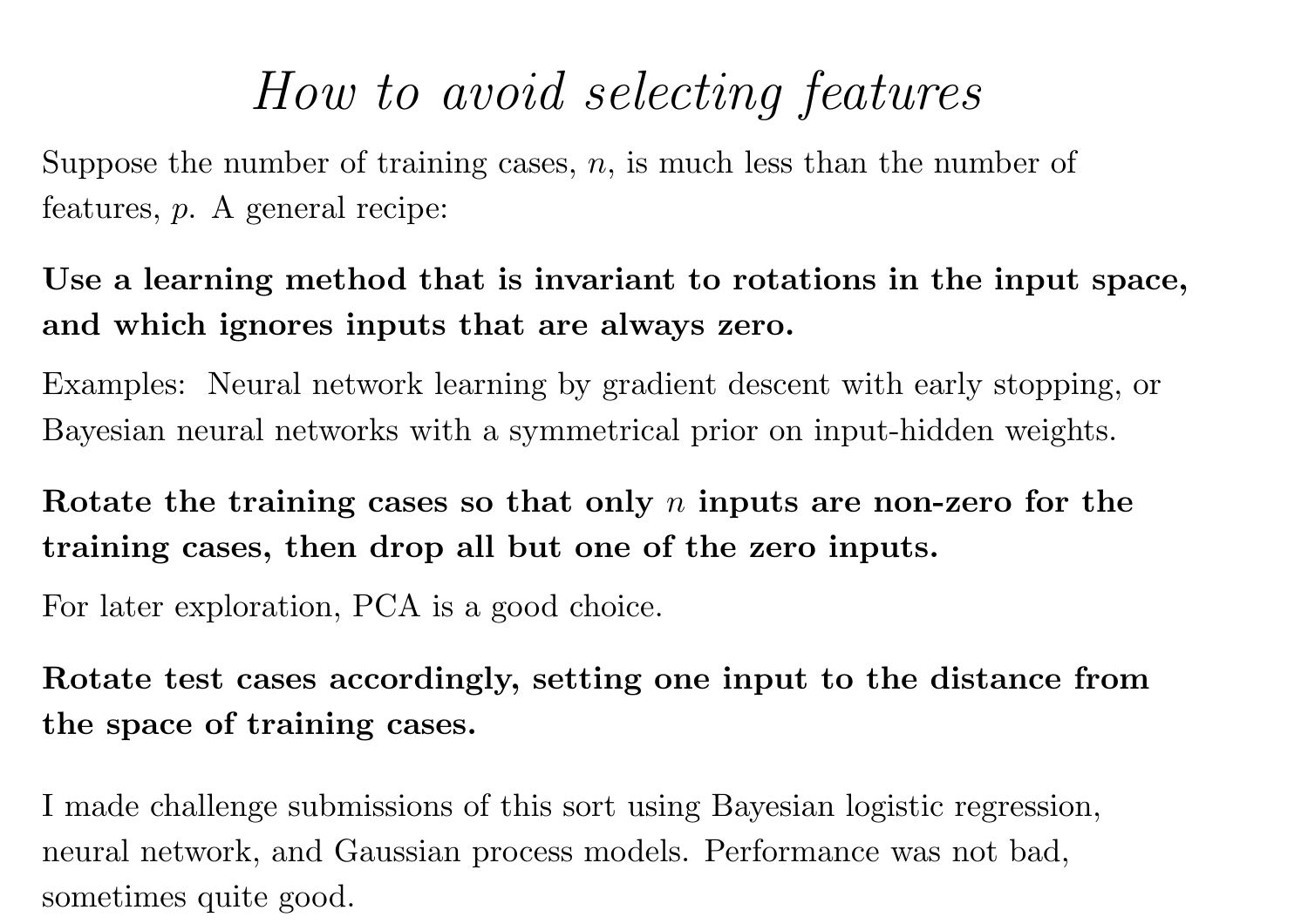# *How to avoid selecting features*

Suppose the number of training cases, $n$, is much less than the number of features, $p$. A general recipe:

**Use a learning method that is invariant to rotations in the input space, and which ignores inputs that are always zero.**

Examples: Neural network learning by gradient descent with early stopping, or Bayesian neural networks with a symmetrical prior on input-hidden weights.

**Rotate the training cases so that only $n$ inputs are non-zero for the training cases, then drop all but one of the zero inputs.**

For later exploration, PCA is a good choice.

**Rotate test cases accordingly, setting one input to the distance from the space of training cases.**

I made challenge submissions of this sort using Bayesian logistic regression, neural network, and Gaussian process models. Performance was not bad, sometimes quite good.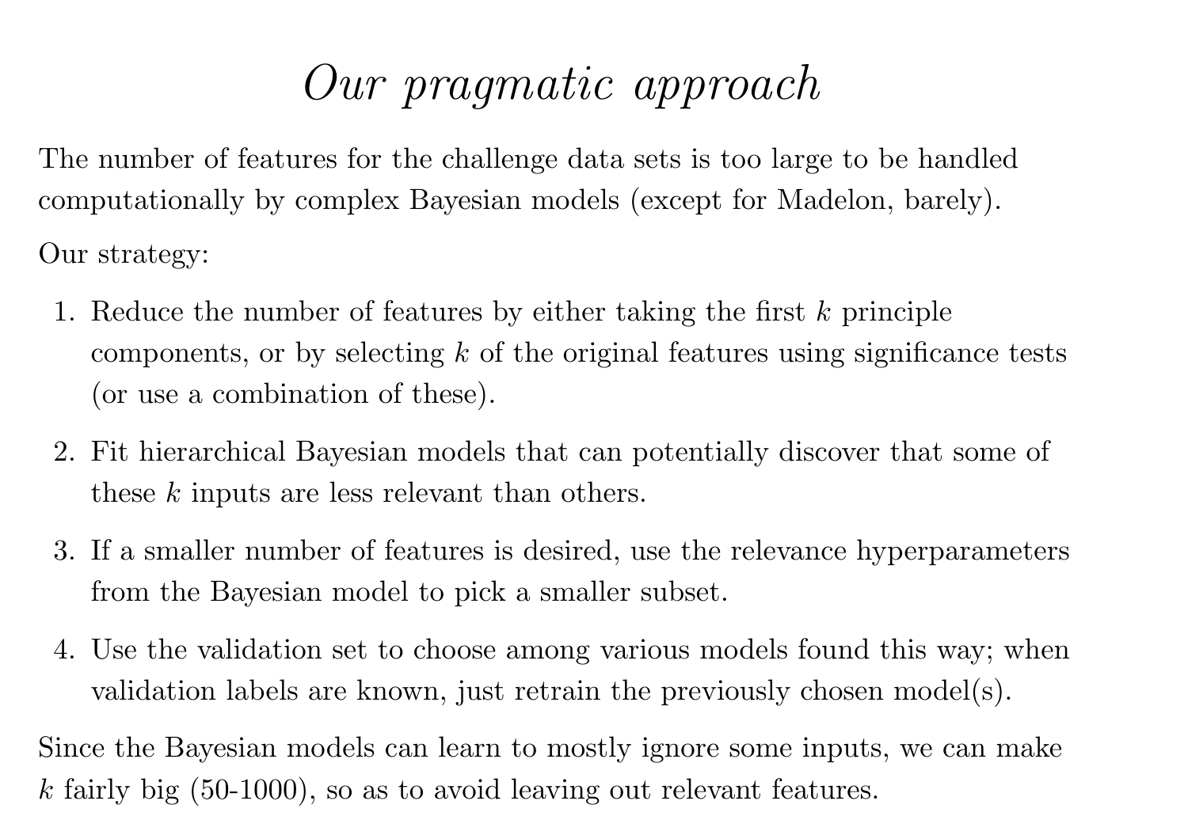# *Our pragmatic approach*

The number of features for the challenge data sets is too large to be handled computationally by complex Bayesian models (except for Madelon, barely).

Our strategy:

1. Reduce the number of features by either taking the first $k$ principle components, or by selecting $k$ of the original features using significance tests (or use a combination of these).

2. Fit hierarchical Bayesian models that can potentially discover that some of these $k$ inputs are less relevant than others.

3. If a smaller number of features is desired, use the relevance hyperparameters from the Bayesian model to pick a smaller subset.

4. Use the validation set to choose among various models found this way; when validation labels are known, just retrain the previously chosen model(s).

Since the Bayesian models can learn to mostly ignore some inputs, we can make $k$ fairly big (50-1000), so as to avoid leaving out relevant features.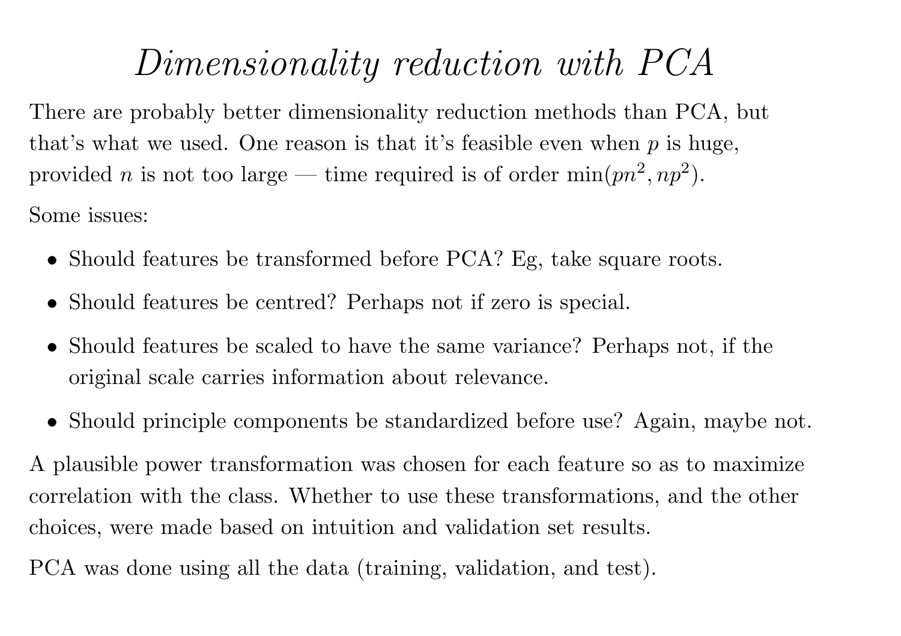# *Dimensionality reduction with PCA*

There are probably better dimensionality reduction methods than PCA, but that's what we used. One reason is that it's feasible even when $p$ is huge, provided $n$ is not too large — time required is of order $\min(pn^2, np^2)$.

Some issues:

- Should features be transformed before PCA? Eg, take square roots.
- Should features be centred? Perhaps not if zero is special.
- Should features be scaled to have the same variance? Perhaps not, if the original scale carries information about relevance.
- Should principle components be standardized before use? Again, maybe not.

A plausible power transformation was chosen for each feature so as to maximize correlation with the class. Whether to use these transformations, and the other choices, were made based on intuition and validation set results.

PCA was done using all the data (training, validation, and test).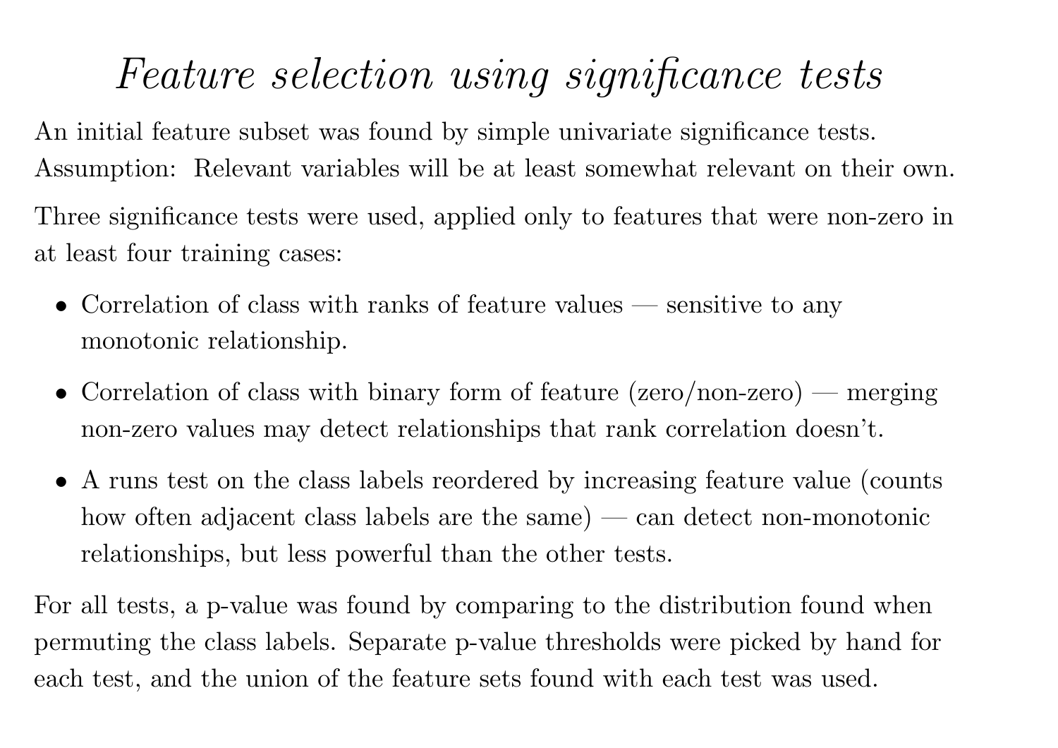# *Feature selection using significance tests*

An initial feature subset was found by simple univariate significance tests.
Assumption: Relevant variables will be at least somewhat relevant on their own.

Three significance tests were used, applied only to features that were non-zero in at least four training cases:

- Correlation of class with ranks of feature values — sensitive to any monotonic relationship.
- Correlation of class with binary form of feature (zero/non-zero) — merging non-zero values may detect relationships that rank correlation doesn't.
- A runs test on the class labels reordered by increasing feature value (counts how often adjacent class labels are the same) — can detect non-monotonic relationships, but less powerful than the other tests.

For all tests, a p-value was found by comparing to the distribution found when permuting the class labels. Separate p-value thresholds were picked by hand for each test, and the union of the feature sets found with each test was used.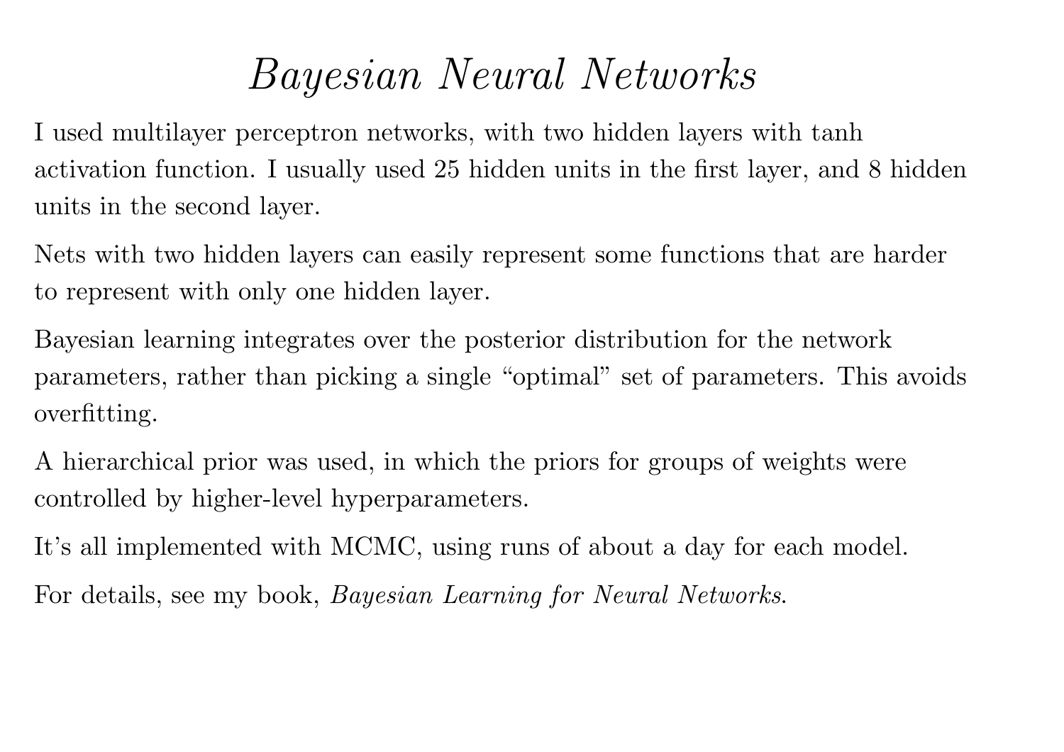# *Bayesian Neural Networks*

I used multilayer perceptron networks, with two hidden layers with tanh activation function. I usually used 25 hidden units in the first layer, and 8 hidden units in the second layer.

Nets with two hidden layers can easily represent some functions that are harder to represent with only one hidden layer.

Bayesian learning integrates over the posterior distribution for the network parameters, rather than picking a single "optimal" set of parameters. This avoids overfitting.

A hierarchical prior was used, in which the priors for groups of weights were controlled by higher-level hyperparameters.

It's all implemented with MCMC, using runs of about a day for each model.

For details, see my book, *Bayesian Learning for Neural Networks*.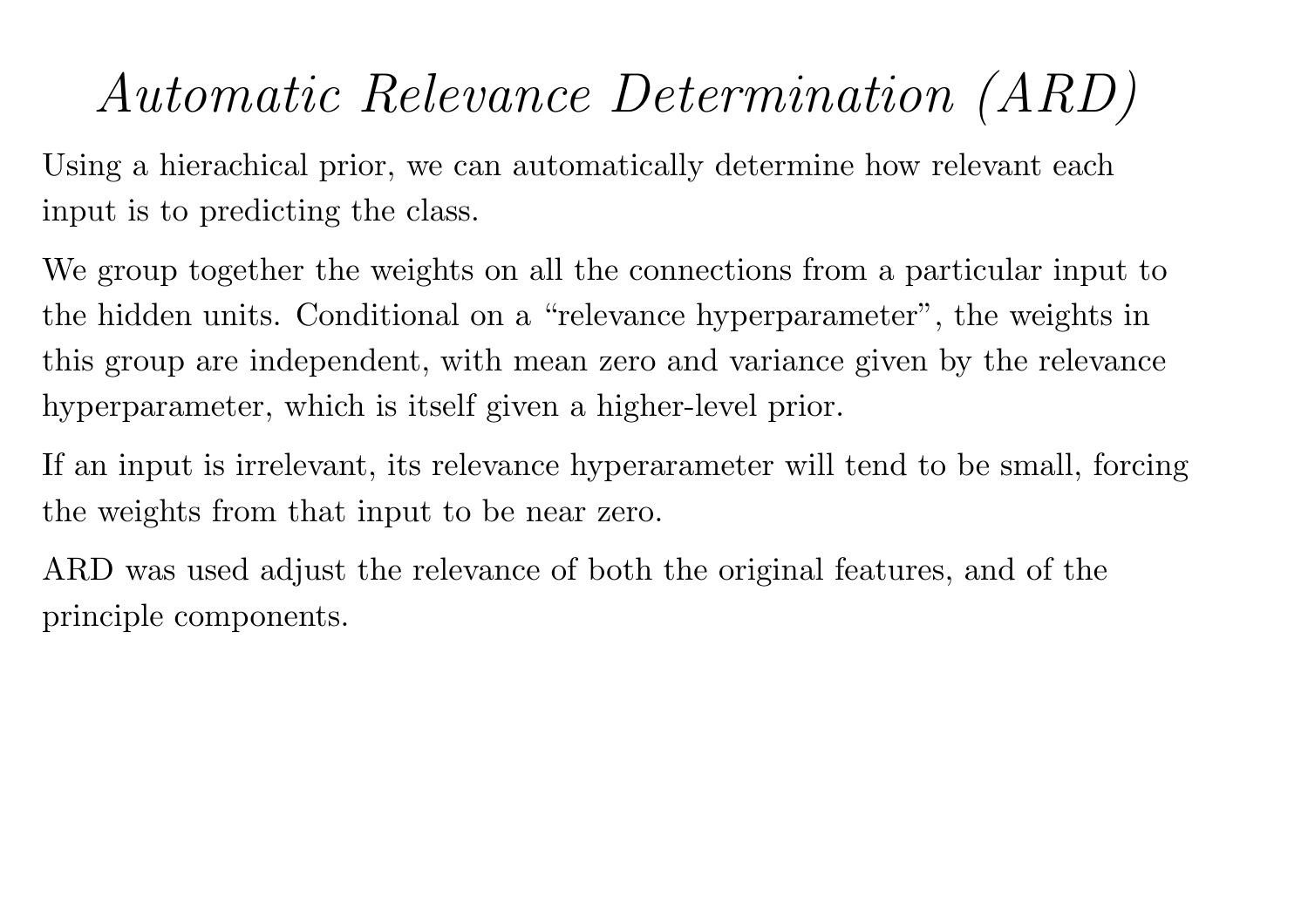# *Automatic Relevance Determination (ARD)*

Using a hierachical prior, we can automatically determine how relevant each input is to predicting the class.

We group together the weights on all the connections from a particular input to the hidden units. Conditional on a "relevance hyperparameter", the weights in this group are independent, with mean zero and variance given by the relevance hyperparameter, which is itself given a higher-level prior.

If an input is irrelevant, its relevance hyperarameter will tend to be small, forcing the weights from that input to be near zero.

ARD was used adjust the relevance of both the original features, and of the principle components.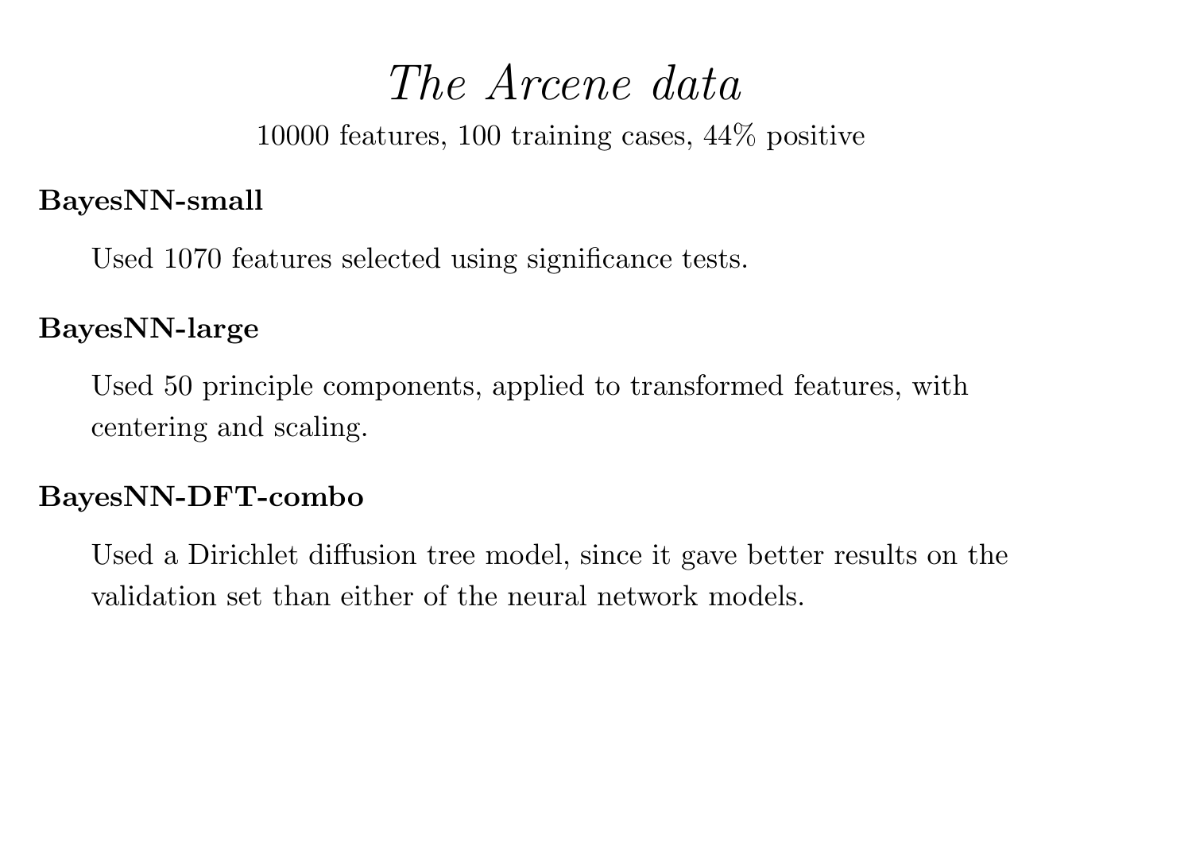# *The Arcene data*

10000 features, 100 training cases, 44% positive

**BayesNN-small**

Used 1070 features selected using significance tests.

**BayesNN-large**

Used 50 principle components, applied to transformed features, with centering and scaling.

**BayesNN-DFT-combo**

Used a Dirichlet diffusion tree model, since it gave better results on the validation set than either of the neural network models.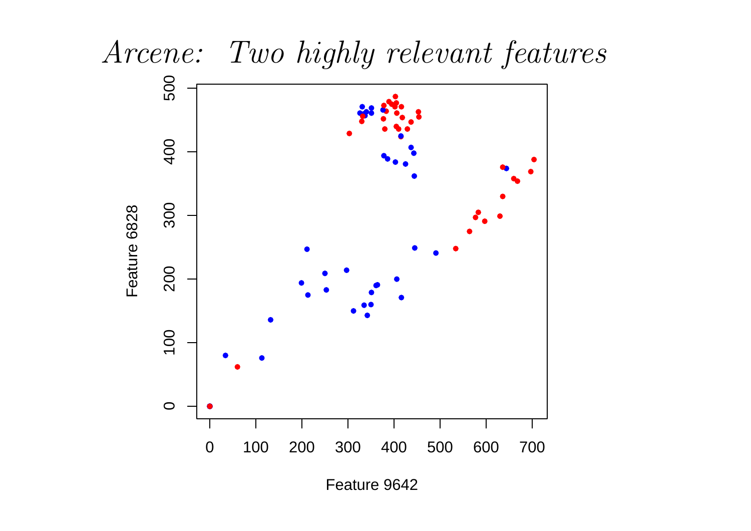# *Arcene: Two highly relevant features*

Feature 6828

Feature 9642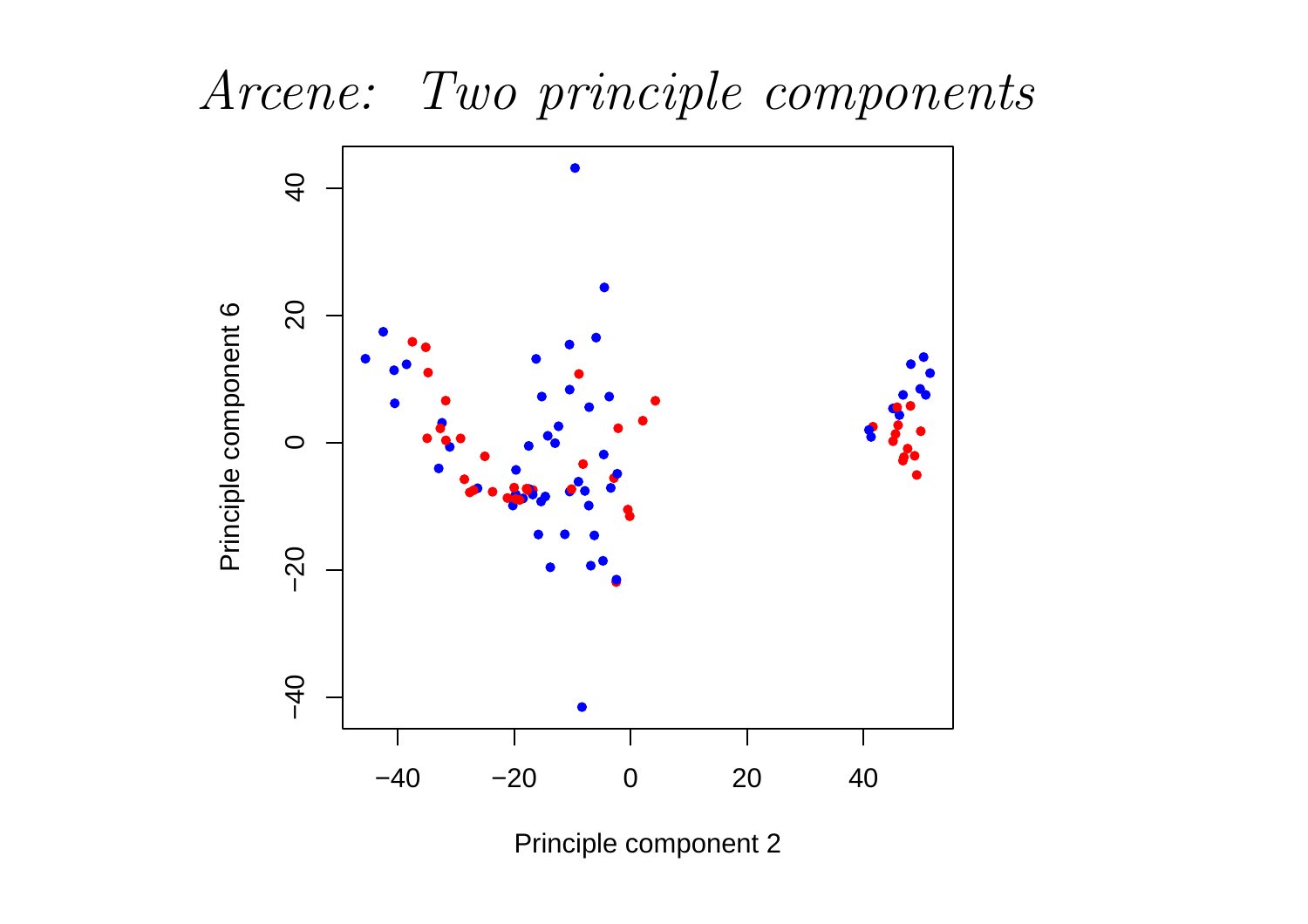# *Arcene: Two principle components*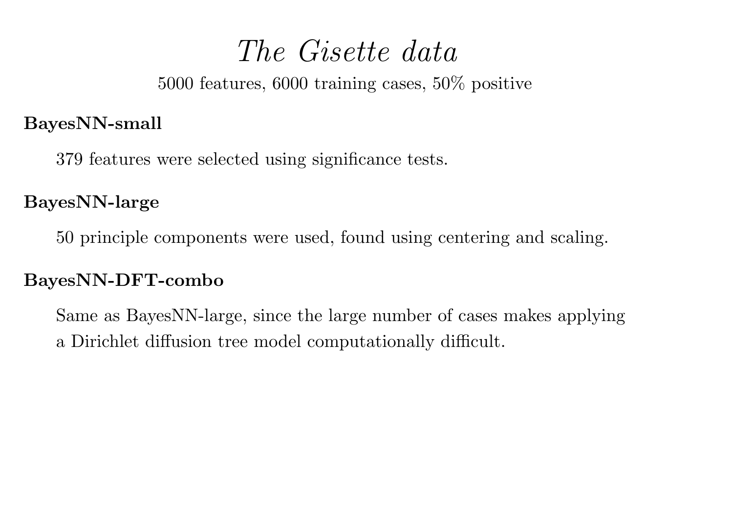# *The Gisette data*

5000 features, 6000 training cases, 50% positive

**BayesNN-small**

379 features were selected using significance tests.

**BayesNN-large**

50 principle components were used, found using centering and scaling.

**BayesNN-DFT-combo**

Same as BayesNN-large, since the large number of cases makes applying a Dirichlet diffusion tree model computationally difficult.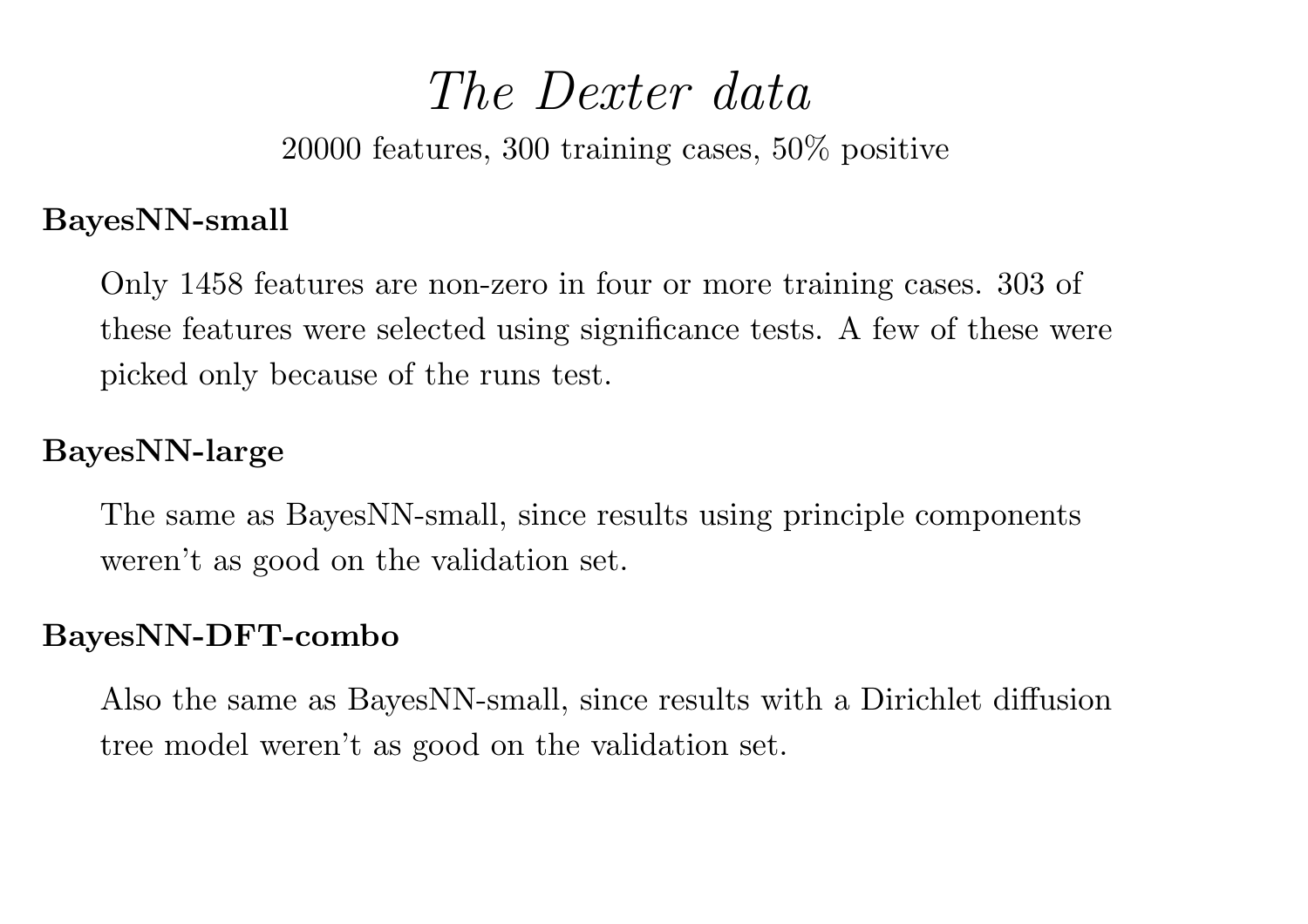# *The Dexter data*

20000 features, 300 training cases, 50% positive

**BayesNN-small**

Only 1458 features are non-zero in four or more training cases. 303 of these features were selected using significance tests. A few of these were picked only because of the runs test.

**BayesNN-large**

The same as BayesNN-small, since results using principle components weren't as good on the validation set.

**BayesNN-DFT-combo**

Also the same as BayesNN-small, since results with a Dirichlet diffusion tree model weren't as good on the validation set.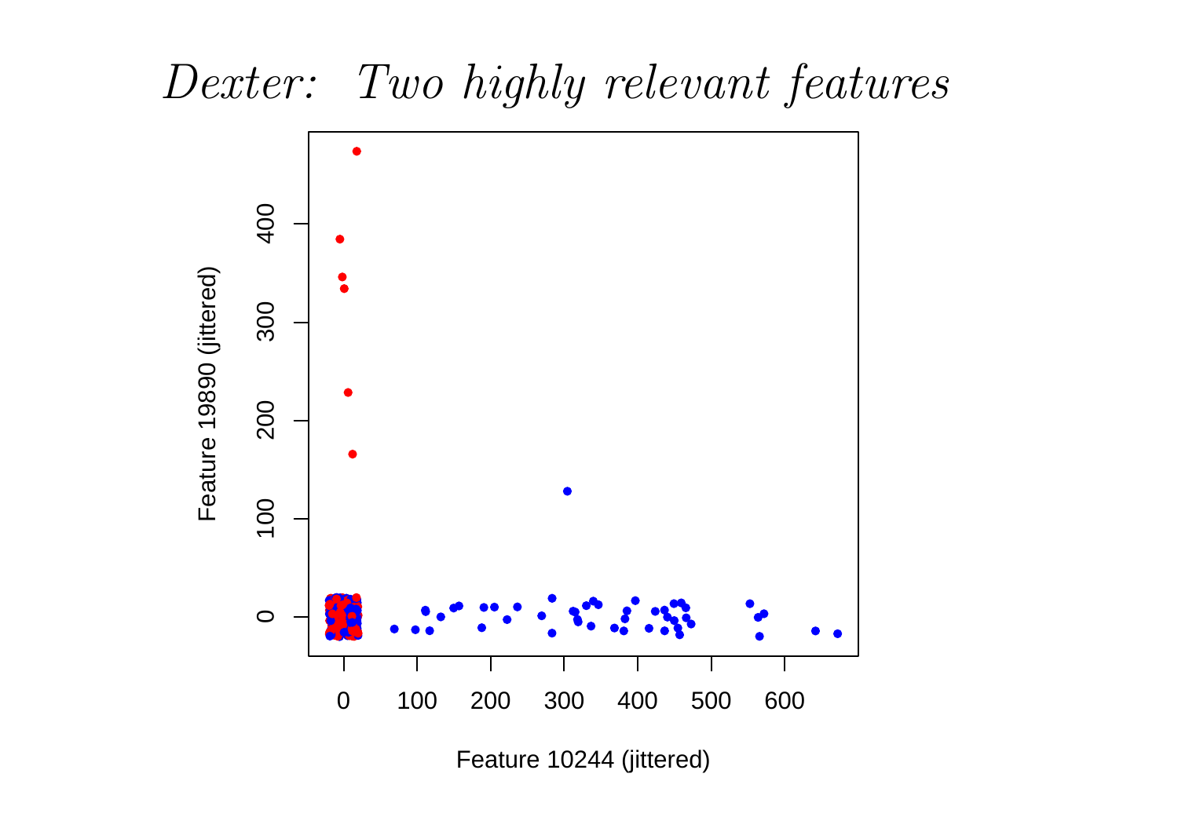# *Dexter: Two highly relevant features*

Feature 19890 (jittered)

Feature 10244 (jittered)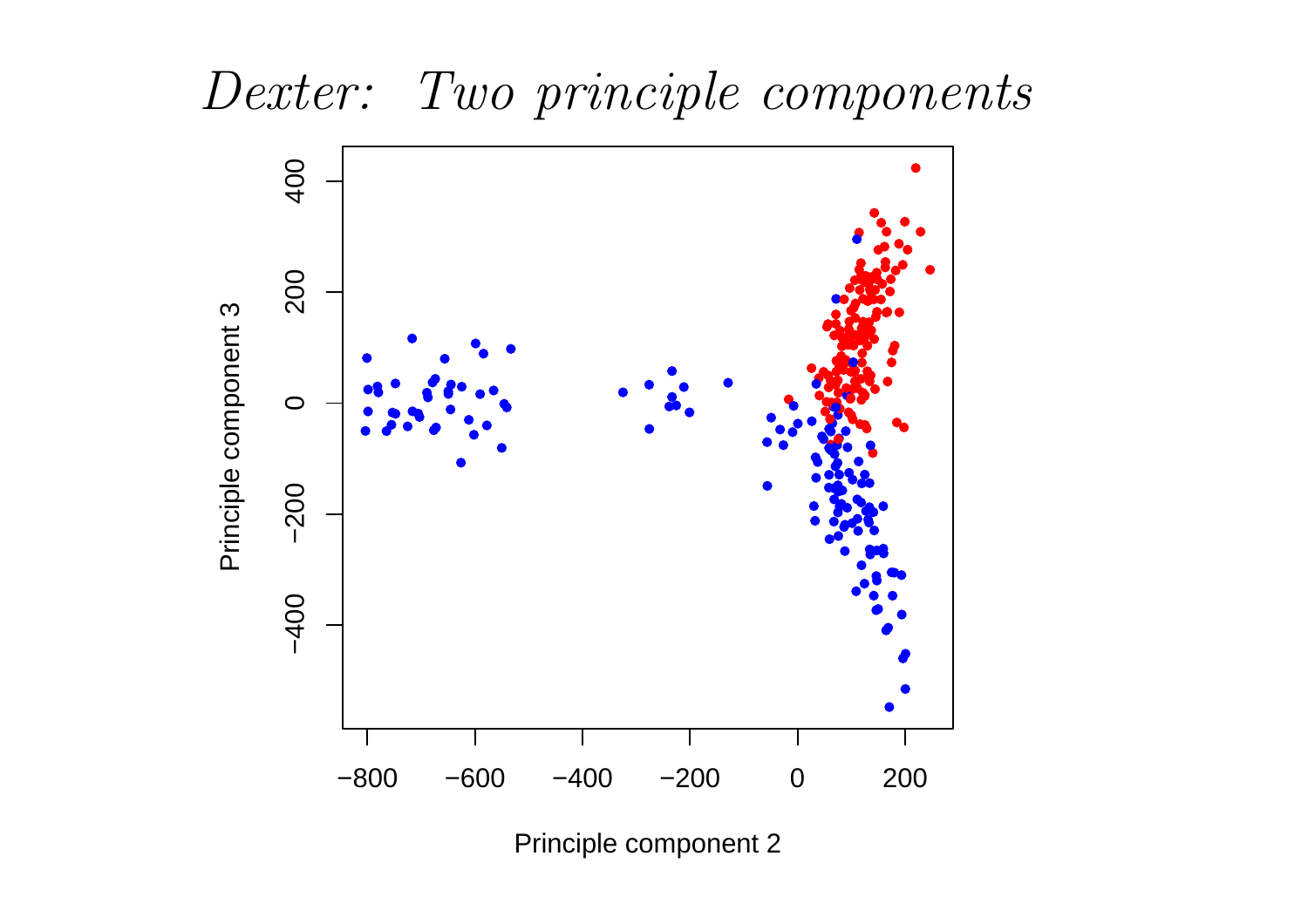# *Dexter: Two principle components*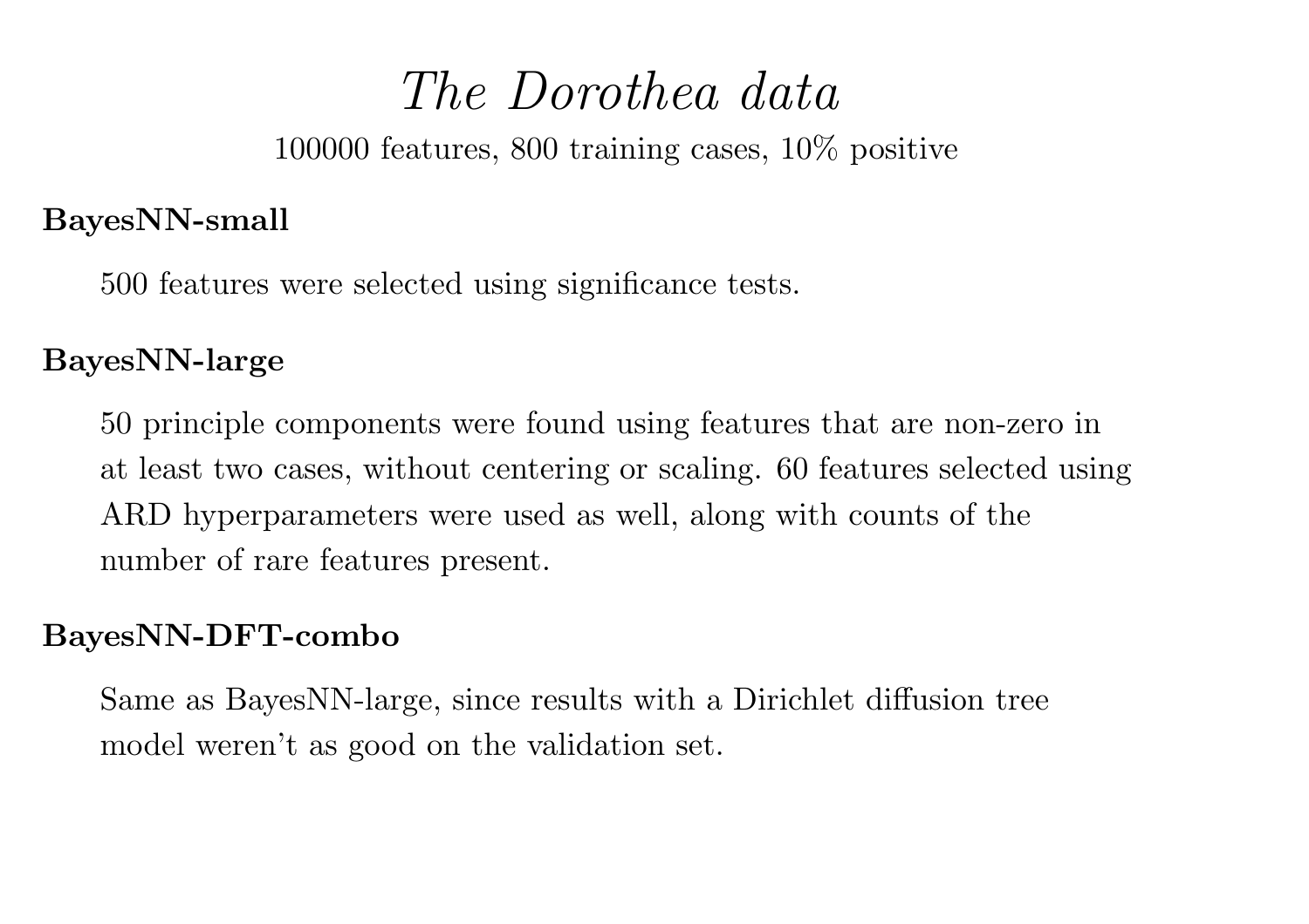# *The Dorothea data*

100000 features, 800 training cases, 10% positive

**BayesNN-small**

500 features were selected using significance tests.

**BayesNN-large**

50 principle components were found using features that are non-zero in at least two cases, without centering or scaling. 60 features selected using ARD hyperparameters were used as well, along with counts of the number of rare features present.

**BayesNN-DFT-combo**

Same as BayesNN-large, since results with a Dirichlet diffusion tree model weren't as good on the validation set.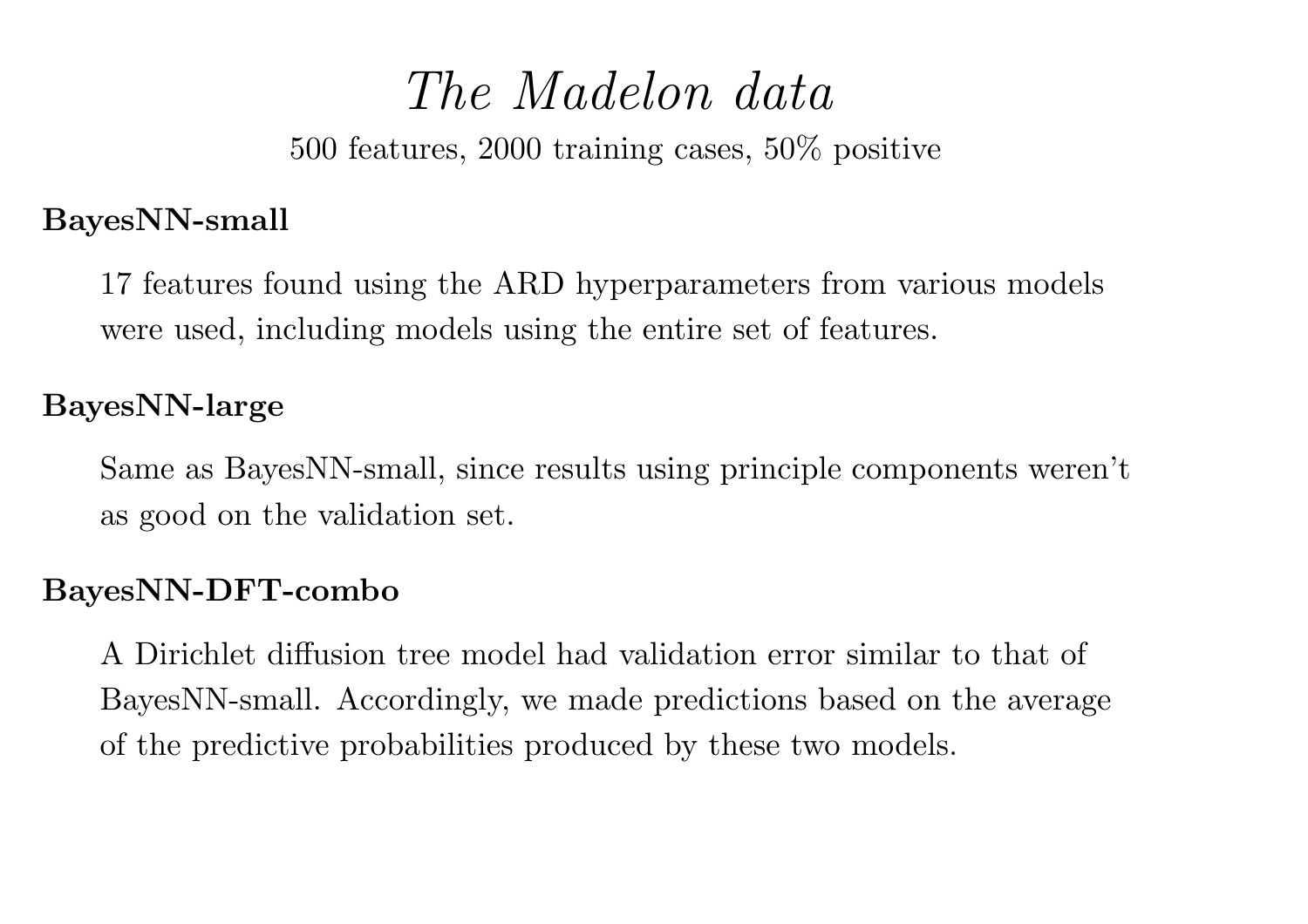# *The Madelon data*

500 features, 2000 training cases, 50% positive

**BayesNN-small**

17 features found using the ARD hyperparameters from various models were used, including models using the entire set of features.

**BayesNN-large**

Same as BayesNN-small, since results using principle components weren't as good on the validation set.

**BayesNN-DFT-combo**

A Dirichlet diffusion tree model had validation error similar to that of BayesNN-small. Accordingly, we made predictions based on the average of the predictive probabilities produced by these two models.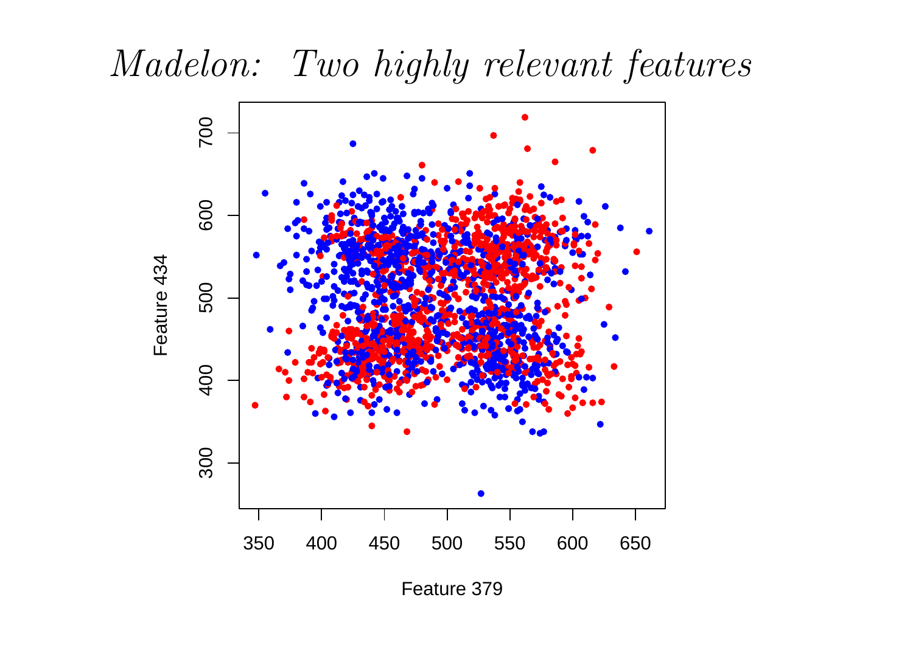# *Madelon: Two highly relevant features*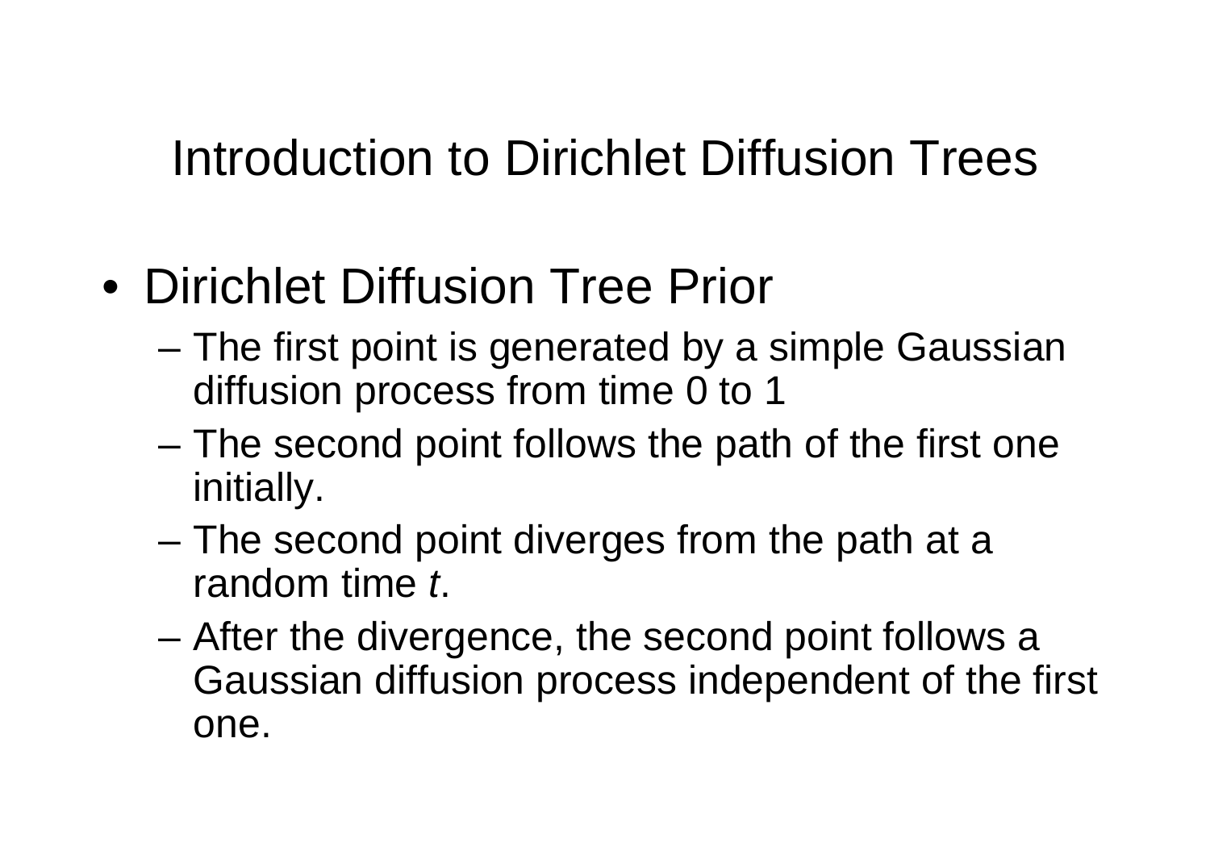# Introduction to Dirichlet Diffusion Trees

- Dirichlet Diffusion Tree Prior
  - The first point is generated by a simple Gaussian diffusion process from time 0 to 1
  - The second point follows the path of the first one initially.
  - The second point diverges from the path at a random time *t*.
  - After the divergence, the second point follows a Gaussian diffusion process independent of the first one.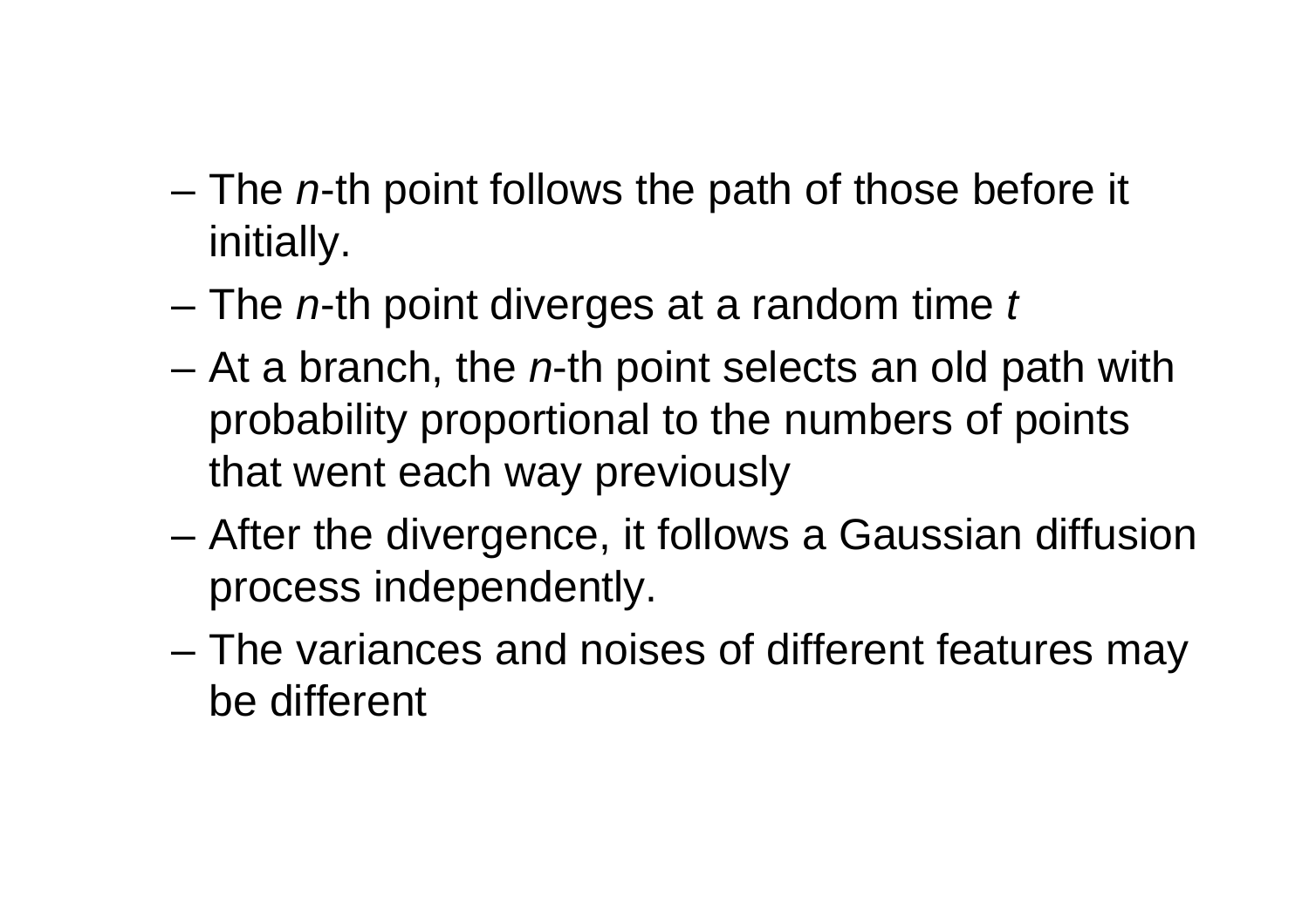- The *n*-th point follows the path of those before it initially.
- The *n*-th point diverges at a random time *t*
- At a branch, the *n*-th point selects an old path with probability proportional to the numbers of points that went each way previously
- After the divergence, it follows a Gaussian diffusion process independently.
- The variances and noises of different features may be different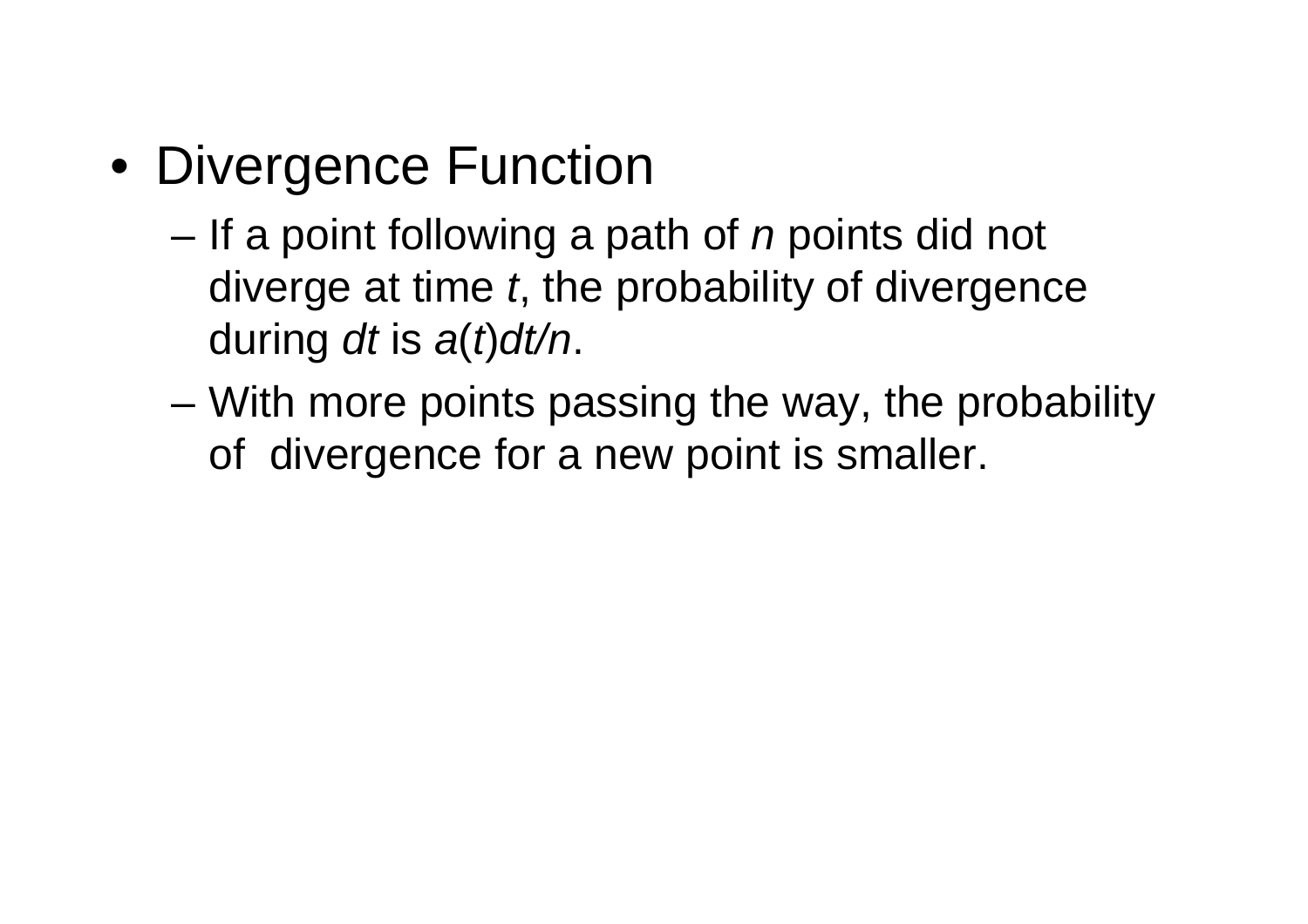- Divergence Function
  - If a point following a path of $n$ points did not diverge at time $t$, the probability of divergence during $dt$ is $a(t)dt/n$.
  - With more points passing the way, the probability of divergence for a new point is smaller.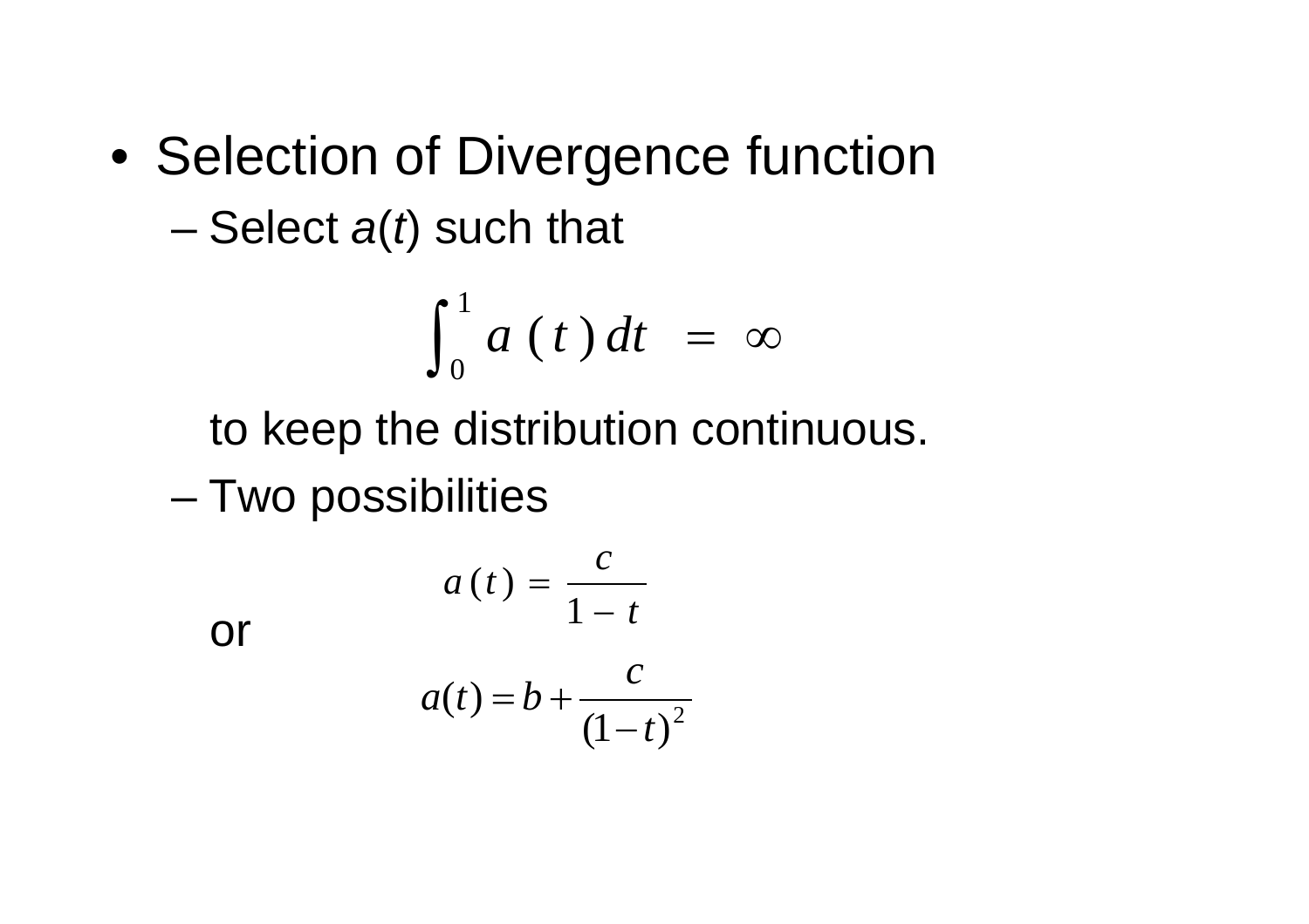- Selection of Divergence function
  - Select $a(t)$ such that

$$\int_0^1 a(t)\,dt = \infty$$

    to keep the distribution continuous.
  - Two possibilities

$$a(t) = \frac{c}{1-t}$$

    or

$$a(t) = b + \frac{c}{(1-t)^2}$$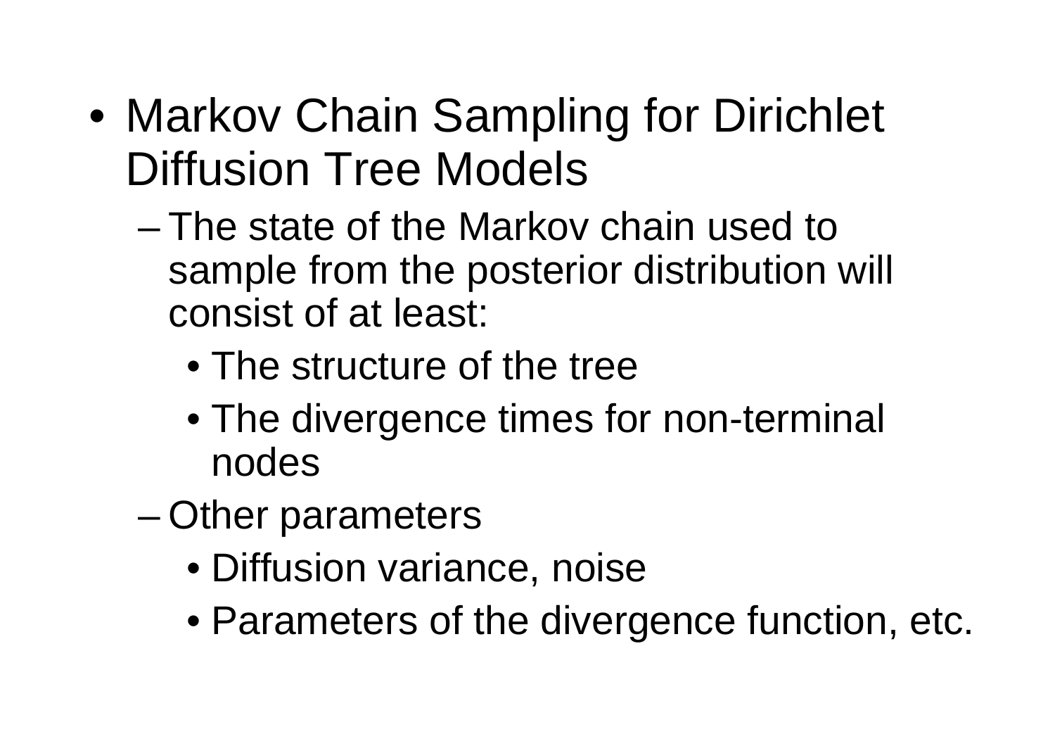- Markov Chain Sampling for Dirichlet Diffusion Tree Models
  - The state of the Markov chain used to sample from the posterior distribution will consist of at least:
    - The structure of the tree
    - The divergence times for non-terminal nodes
  - Other parameters
    - Diffusion variance, noise
    - Parameters of the divergence function, etc.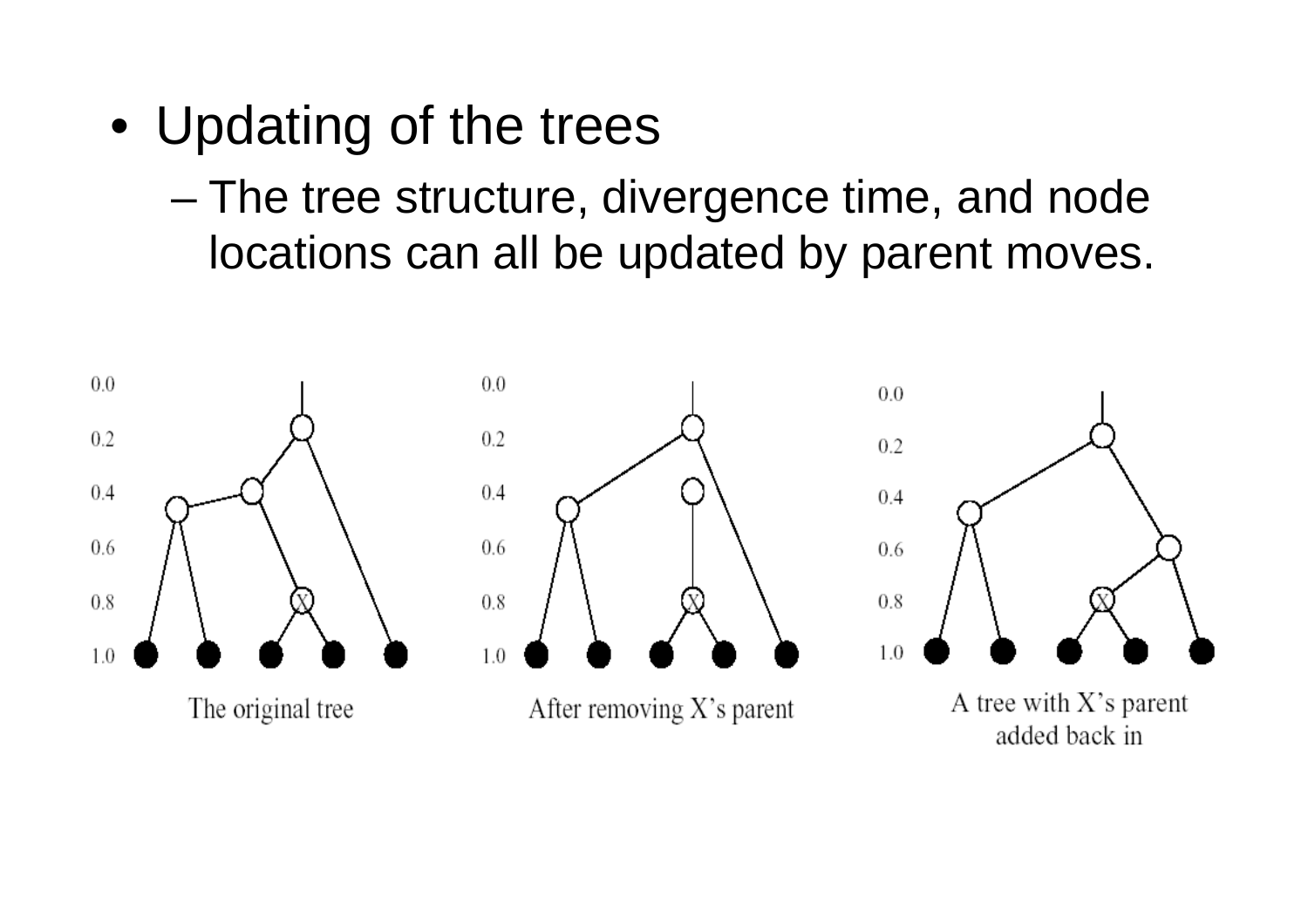- Updating of the trees
  - The tree structure, divergence time, and node locations can all be updated by parent moves.

The original tree

After removing X's parent

A tree with X's parent added back in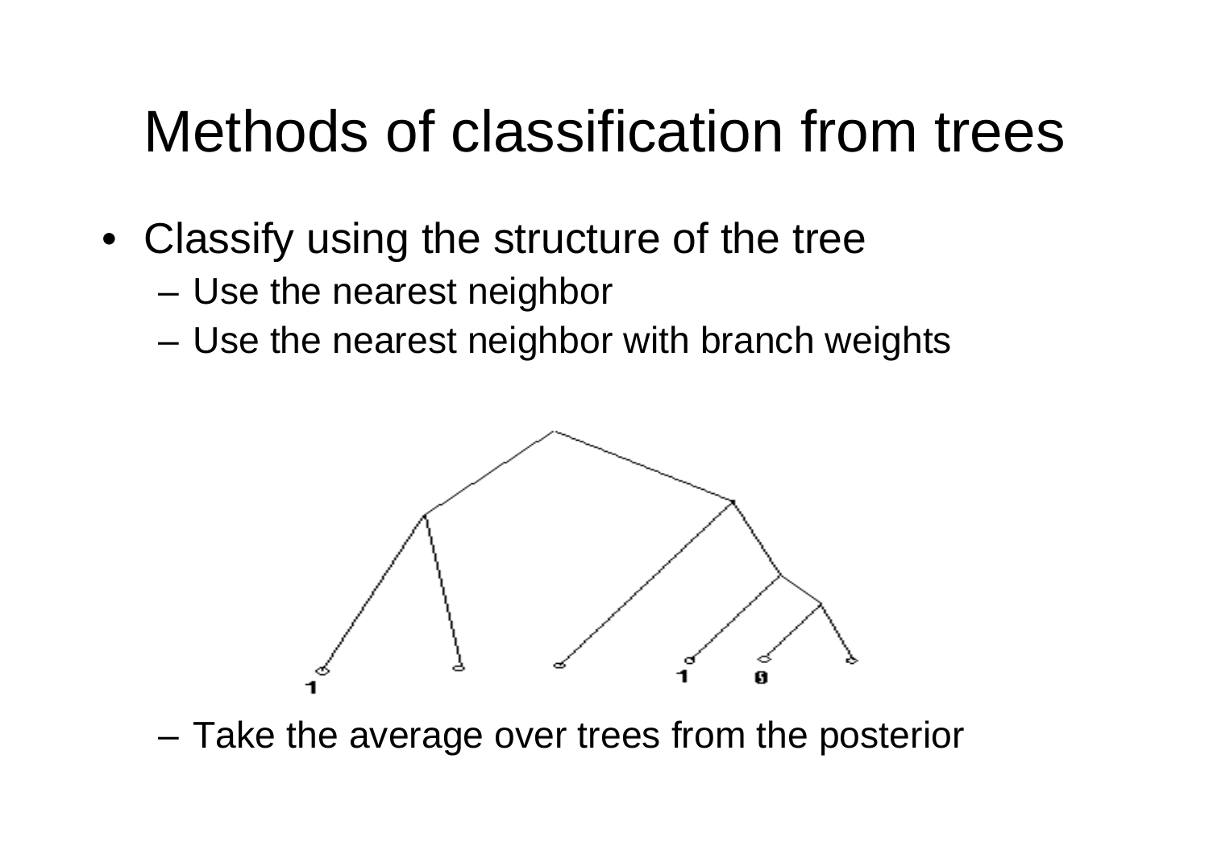# Methods of classification from trees

- Classify using the structure of the tree
  - Use the nearest neighbor
  - Use the nearest neighbor with branch weights
  - Take the average over trees from the posterior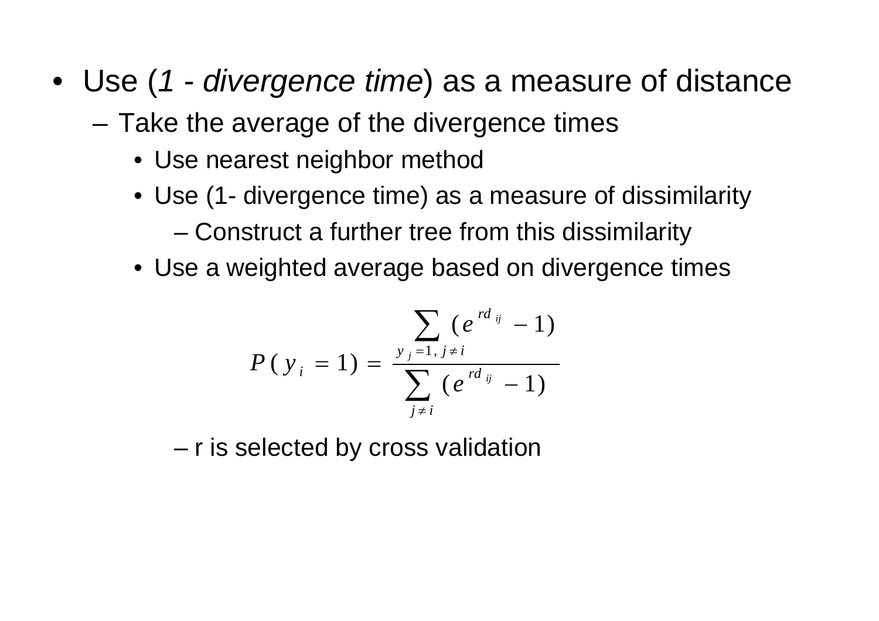- Use (*1 - divergence time*) as a measure of distance
  - Take the average of the divergence times
    - Use nearest neighbor method
    - Use (1- divergence time) as a measure of dissimilarity
      - Construct a further tree from this dissimilarity
    - Use a weighted average based on divergence times

$$P(y_i = 1) = \frac{\sum_{y_j = 1,\, j \neq i} (e^{r d_{ij}} - 1)}{\sum_{j \neq i} (e^{r d_{ij}} - 1)}$$

      - r is selected by cross validation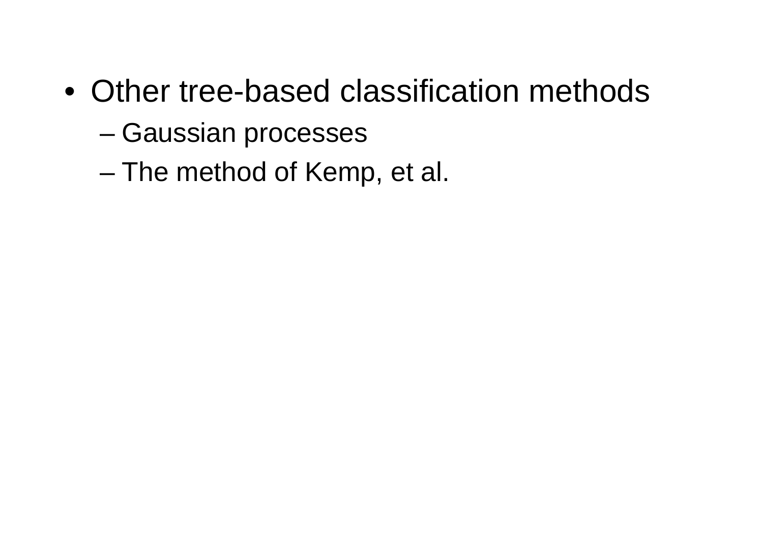- Other tree-based classification methods
  - Gaussian processes
  - The method of Kemp, et al.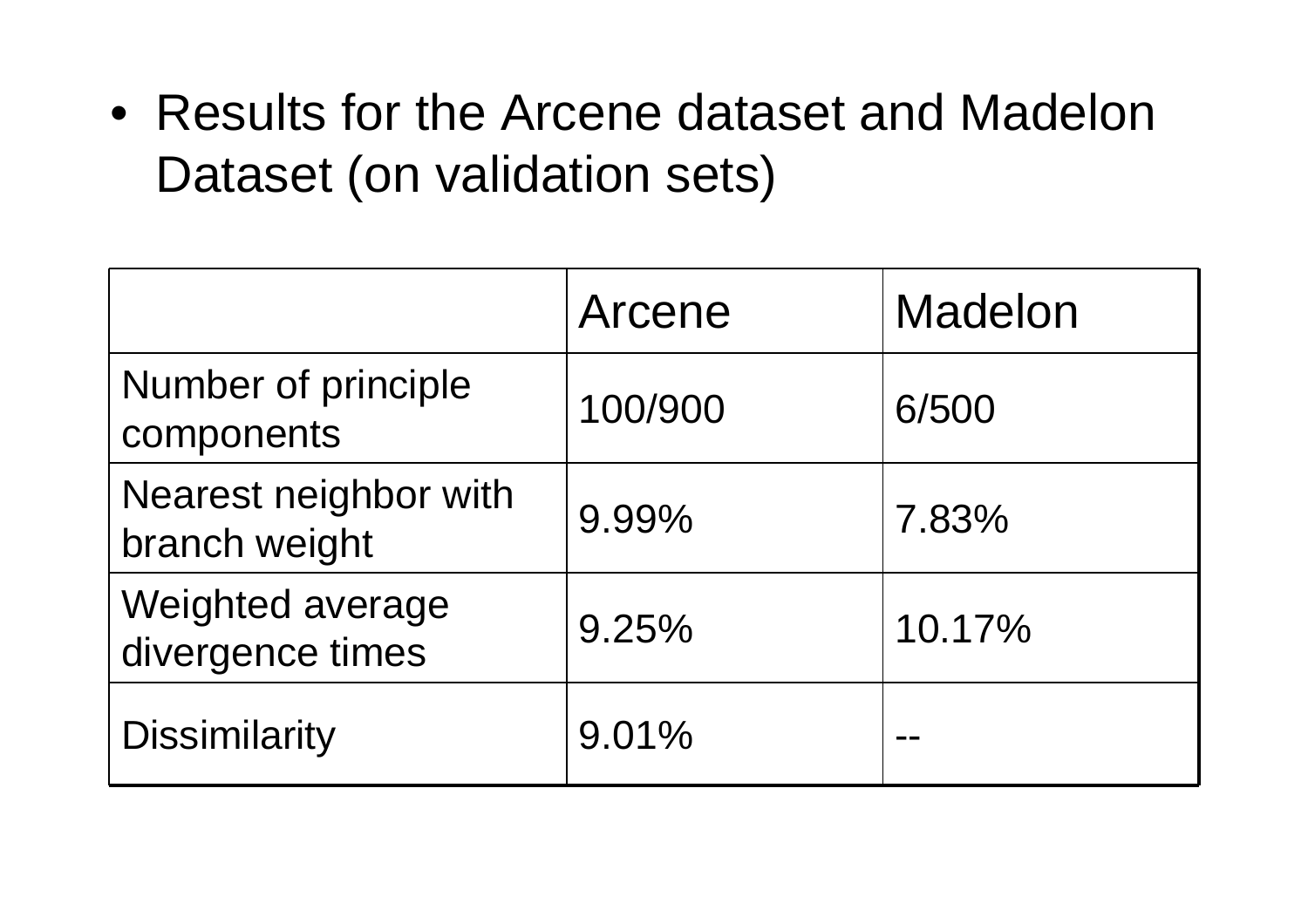- Results for the Arcene dataset and Madelon Dataset (on validation sets)

| | Arcene | Madelon |
|---|---|---|
| Number of principle components | 100/900 | 6/500 |
| Nearest neighbor with branch weight | 9.99% | 7.83% |
| Weighted average divergence times | 9.25% | 10.17% |
| Dissimilarity | 9.01% | -- |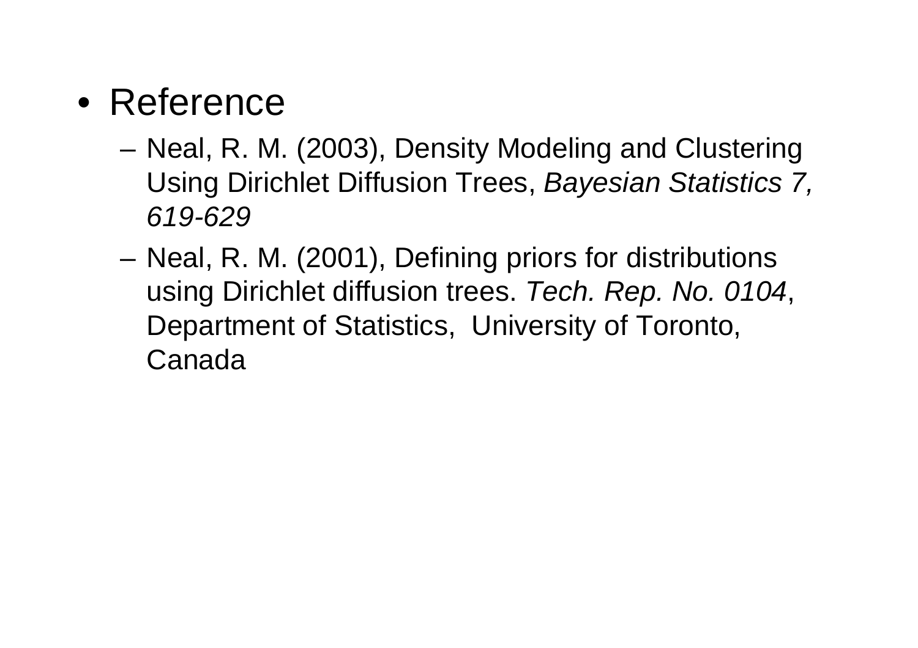- Reference
  - Neal, R. M. (2003), Density Modeling and Clustering Using Dirichlet Diffusion Trees, *Bayesian Statistics 7, 619-629*
  - Neal, R. M. (2001), Defining priors for distributions using Dirichlet diffusion trees. *Tech. Rep. No. 0104*, Department of Statistics, University of Toronto, Canada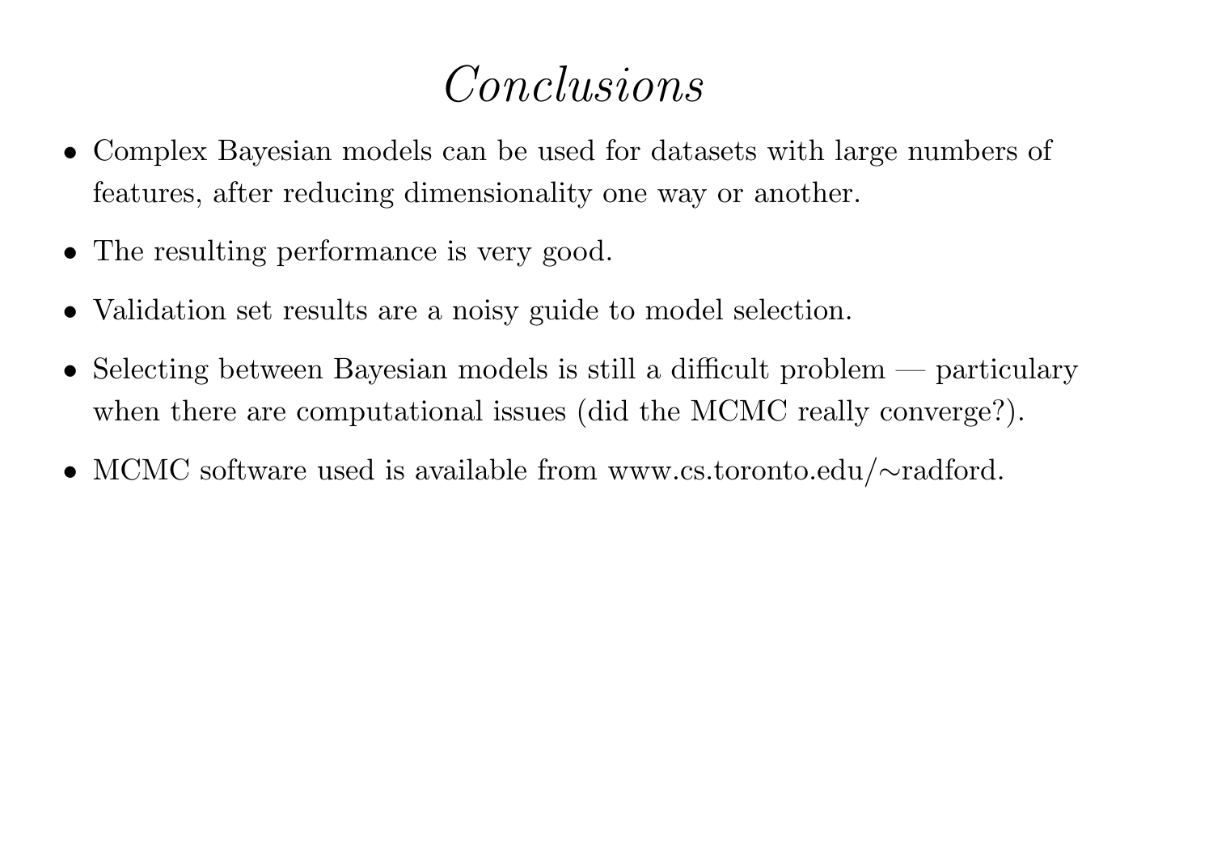# *Conclusions*

- Complex Bayesian models can be used for datasets with large numbers of features, after reducing dimensionality one way or another.
- The resulting performance is very good.
- Validation set results are a noisy guide to model selection.
- Selecting between Bayesian models is still a difficult problem — particulary when there are computational issues (did the MCMC really converge?).
- MCMC software used is available from www.cs.toronto.edu/∼radford.